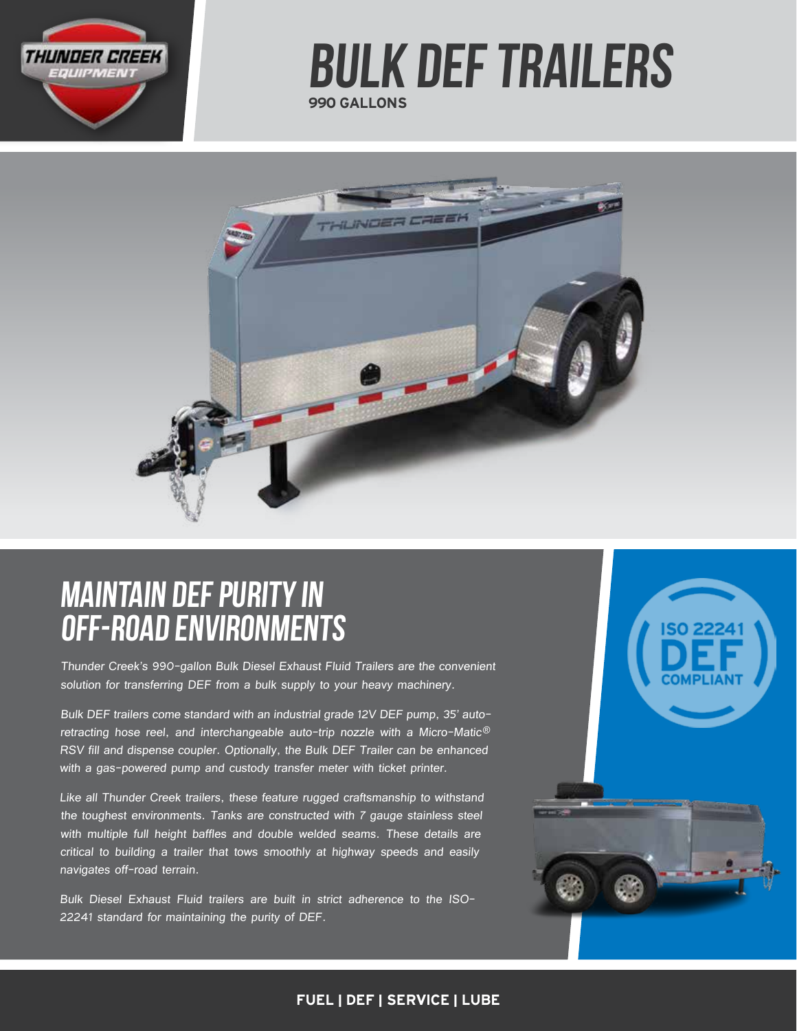# BULK DEF TRAILERS

**990 GALLONS**

## MAINTAIN DEF PURITY IN OFF-ROAD ENVIRONMENTS

*Thunder Creek's 990-gallon Bulk Diesel Exhaust Fluid Trailers are the convenient solution for transferring DEF from a bulk supply to your heavy machinery.*

*Bulk DEF trailers come standard with an industrial grade 12V DEF pump, 35' auto-retracting hose reel, and interchangeable auto-trip nozzle with a Micro-Matic® RSV fill and dispense coupler. Optionally, the Bulk DEF Trailer can be enhanced with a gas-powered pump and custody transfer meter with ticket printer.*

*Like all Thunder Creek trailers, these feature rugged craftsmanship to withstand the toughest environments. Tanks are constructed with 7 gauge stainless steel with multiple full height baffles and double welded seams. These details are critical to building a trailer that tows smoothly at highway speeds and easily navigates off-road terrain.*

*Bulk Diesel Exhaust Fluid trailers are built in strict adherence to the ISO-22241 standard for maintaining the purity of DEF.*

ISO 22241 DEF COMPLIANT

**FUEL | DEF | SERVICE | LUBE**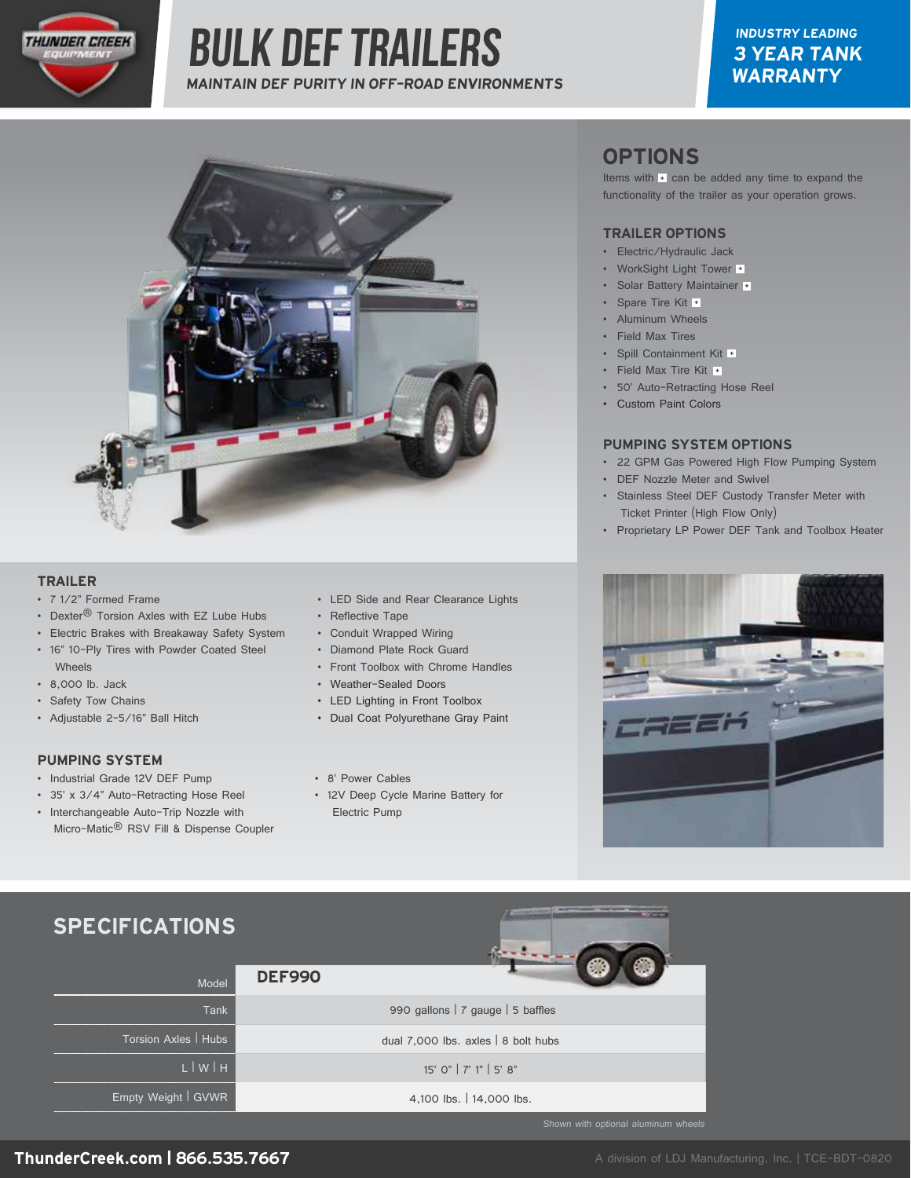# BULK DEF TRAILERS

***MAINTAIN DEF PURITY IN OFF-ROAD ENVIRONMENTS***

***INDUSTRY LEADING 3 YEAR TANK WARRANTY***

## OPTIONS

Items with + can be added any time to expand the functionality of the trailer as your operation grows.

### TRAILER OPTIONS

- Electric/Hydraulic Jack
- WorkSight Light Tower +
- Solar Battery Maintainer +
- Spare Tire Kit +
- Aluminum Wheels
- Field Max Tires
- Spill Containment Kit +
- Field Max Tire Kit +
- 50' Auto-Retracting Hose Reel
- Custom Paint Colors

### PUMPING SYSTEM OPTIONS

- 22 GPM Gas Powered High Flow Pumping System
- DEF Nozzle Meter and Swivel
- Stainless Steel DEF Custody Transfer Meter with Ticket Printer (High Flow Only)
- Proprietary LP Power DEF Tank and Toolbox Heater

### TRAILER

- 7 1/2" Formed Frame
- Dexter® Torsion Axles with EZ Lube Hubs
- Electric Brakes with Breakaway Safety System
- 16" 10-Ply Tires with Powder Coated Steel Wheels
- 8,000 lb. Jack
- Safety Tow Chains
- Adjustable 2-5/16" Ball Hitch
- LED Side and Rear Clearance Lights
- Reflective Tape
- Conduit Wrapped Wiring
- Diamond Plate Rock Guard
- Front Toolbox with Chrome Handles
- Weather-Sealed Doors
- LED Lighting in Front Toolbox
- Dual Coat Polyurethane Gray Paint

### PUMPING SYSTEM

- Industrial Grade 12V DEF Pump
- 35' x 3/4" Auto-Retracting Hose Reel
- Interchangeable Auto-Trip Nozzle with Micro-Matic® RSV Fill & Dispense Coupler
- 8' Power Cables
- 12V Deep Cycle Marine Battery for Electric Pump

## SPECIFICATIONS

| Model | DEF990 |
|---|---|
| Tank | 990 gallons \| 7 gauge \| 5 baffles |
| Torsion Axles \| Hubs | dual 7,000 lbs. axles \| 8 bolt hubs |
| L \| W \| H | 15' 0" \| 7' 1" \| 5' 8" |
| Empty Weight \| GVWR | 4,100 lbs. \| 14,000 lbs. |

*Shown with optional aluminum wheels*

**ThunderCreek.com | 866.535.7667**

A division of LDJ Manufacturing, Inc. | TCE-BDT-0820